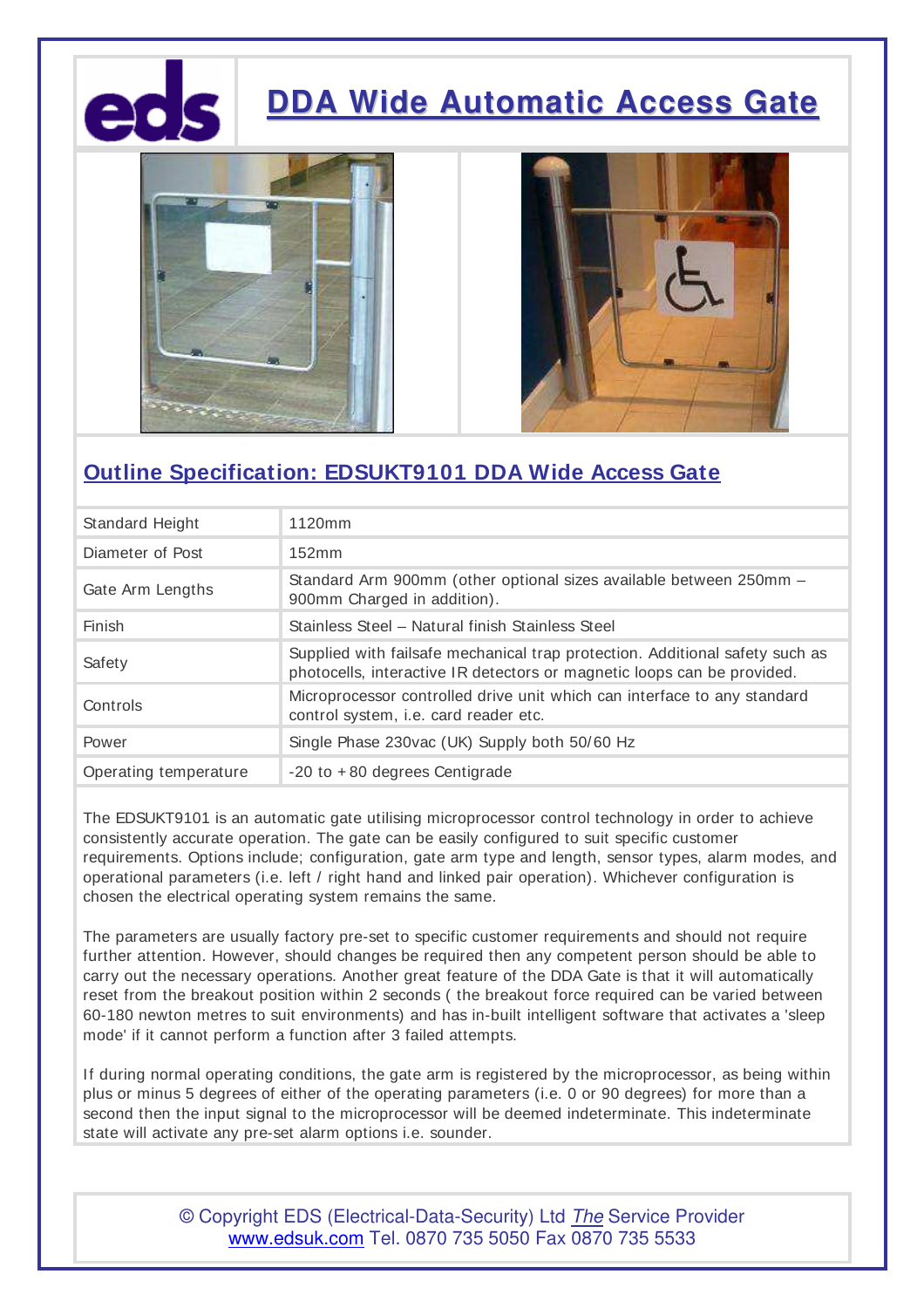# DDA Wide Automatic Access Gate

## Outline Specification: EDSUKT9101 DDA Wide Access Gate

| | |
|---|---|
| Standard Height | 1120mm |
| Diameter of Post | 152mm |
| Gate Arm Lengths | Standard Arm 900mm (other optional sizes available between 250mm – 900mm Charged in addition). |
| Finish | Stainless Steel – Natural finish Stainless Steel |
| Safety | Supplied with failsafe mechanical trap protection. Additional safety such as photocells, interactive IR detectors or magnetic loops can be provided. |
| Controls | Microprocessor controlled drive unit which can interface to any standard control system, i.e. card reader etc. |
| Power | Single Phase 230vac (UK) Supply both 50/60 Hz |
| Operating temperature | -20 to +80 degrees Centigrade |

The EDSUKT9101 is an automatic gate utilising microprocessor control technology in order to achieve consistently accurate operation. The gate can be easily configured to suit specific customer requirements. Options include; configuration, gate arm type and length, sensor types, alarm modes, and operational parameters (i.e. left / right hand and linked pair operation). Whichever configuration is chosen the electrical operating system remains the same.

The parameters are usually factory pre-set to specific customer requirements and should not require further attention. However, should changes be required then any competent person should be able to carry out the necessary operations. Another great feature of the DDA Gate is that it will automatically reset from the breakout position within 2 seconds ( the breakout force required can be varied between 60-180 newton metres to suit environments) and has in-built intelligent software that activates a 'sleep mode' if it cannot perform a function after 3 failed attempts.

If during normal operating conditions, the gate arm is registered by the microprocessor, as being within plus or minus 5 degrees of either of the operating parameters (i.e. 0 or 90 degrees) for more than a second then the input signal to the microprocessor will be deemed indeterminate. This indeterminate state will activate any pre-set alarm options i.e. sounder.

© Copyright EDS (Electrical-Data-Security) Ltd *The* Service Provider
www.edsuk.com Tel. 0870 735 5050 Fax 0870 735 5533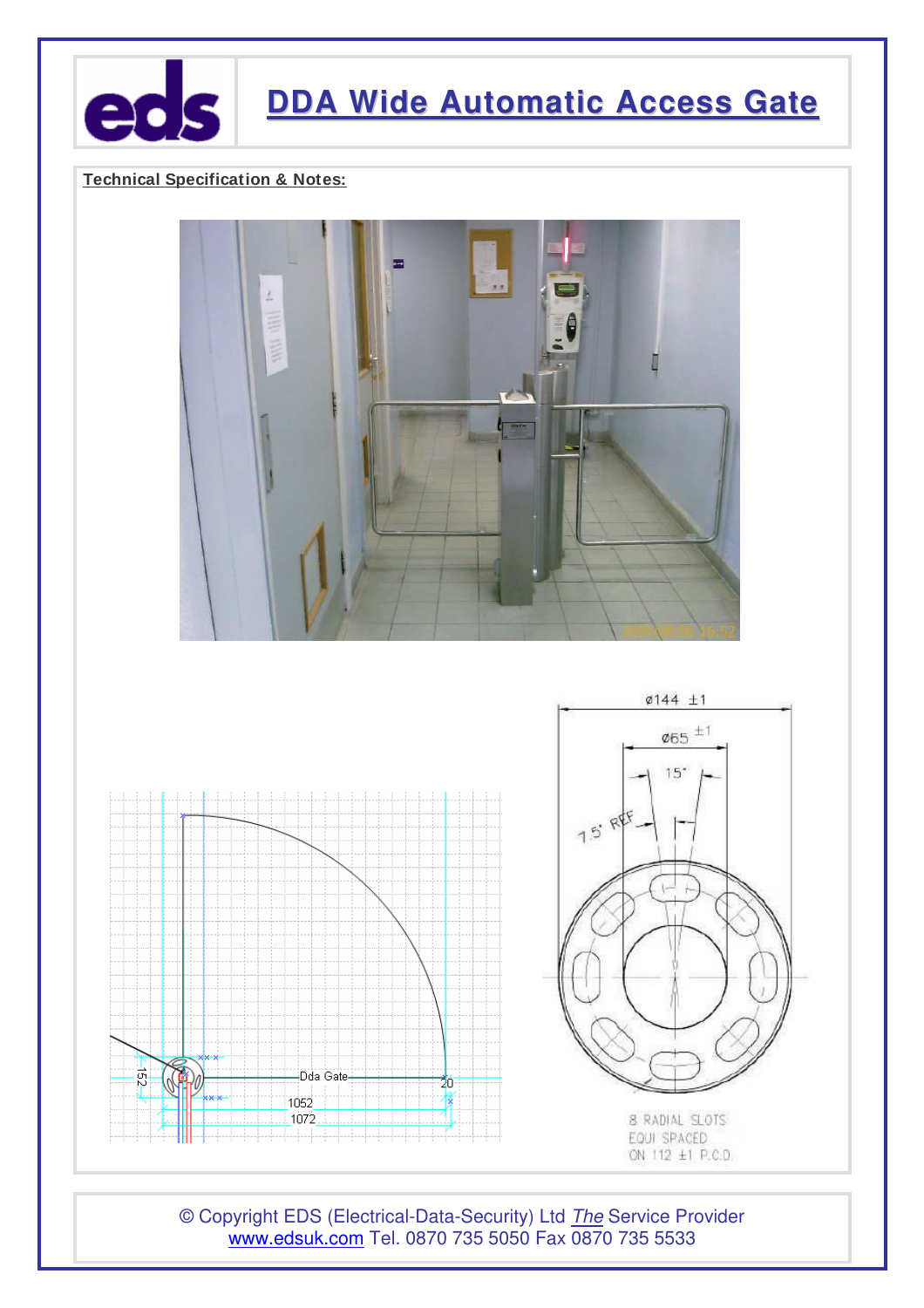# DDA Wide Automatic Access Gate

**Technical Specification & Notes:**

152

Dda Gate

20

1052

1072

ø144 ±1

ø65 ±1

15°

7.5° REF

8 RADIAL SLOTS
EQUI SPACED
ON 112 ±1 P.C.D.

© Copyright EDS (Electrical-Data-Security) Ltd *The* Service Provider
www.edsuk.com Tel. 0870 735 5050 Fax 0870 735 5533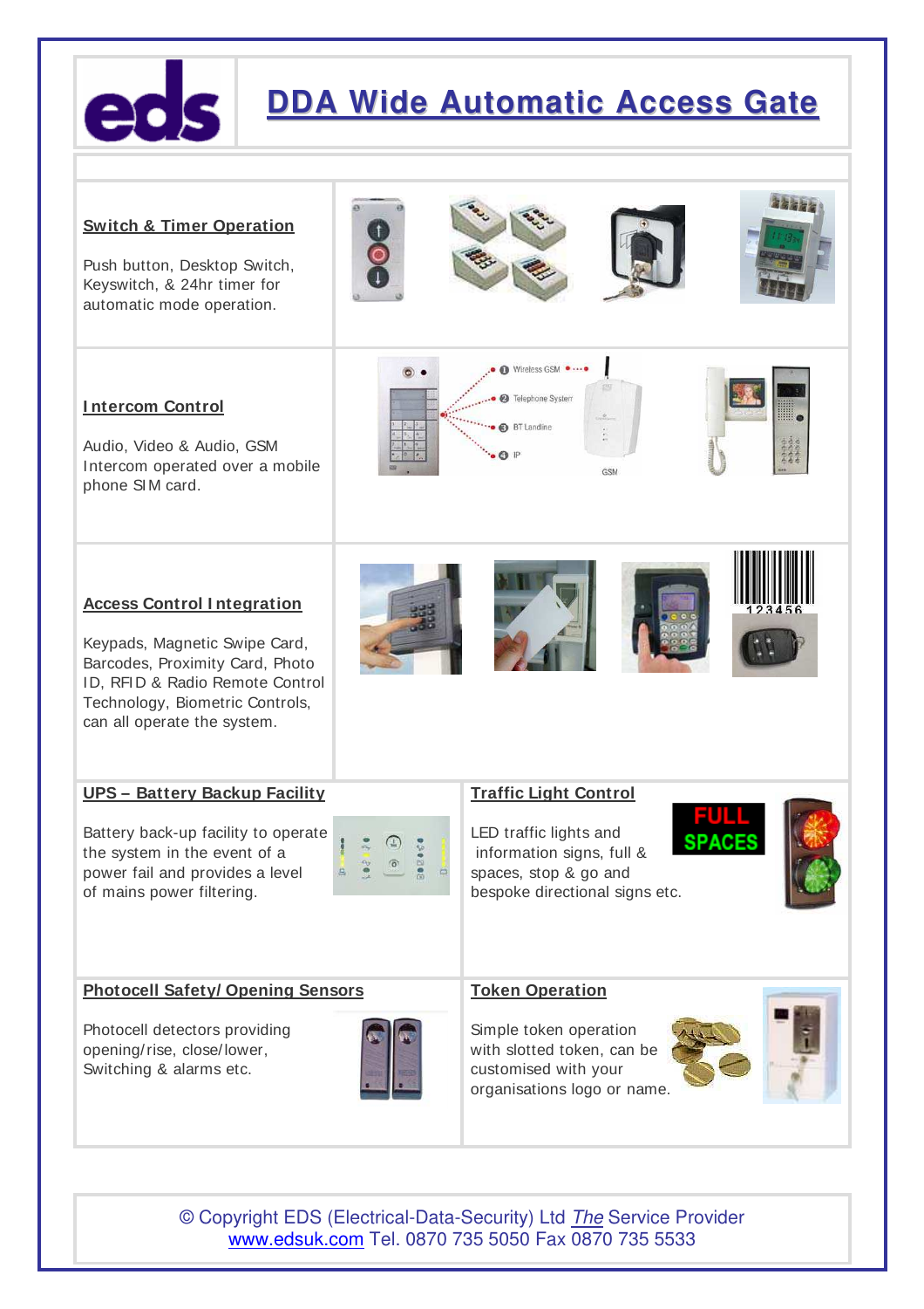# DDA Wide Automatic Access Gate

## Switch & Timer Operation

Push button, Desktop Switch, Keyswitch, & 24hr timer for automatic mode operation.

## Intercom Control

Audio, Video & Audio, GSM Intercom operated over a mobile phone SIM card.

## Access Control Integration

Keypads, Magnetic Swipe Card, Barcodes, Proximity Card, Photo ID, RFID & Radio Remote Control Technology, Biometric Controls, can all operate the system.

## UPS – Battery Backup Facility

Battery back-up facility to operate the system in the event of a power fail and provides a level of mains power filtering.

## Traffic Light Control

LED traffic lights and information signs, full & spaces, stop & go and bespoke directional signs etc.

## Photocell Safety/ Opening Sensors

Photocell detectors providing opening/rise, close/lower, Switching & alarms etc.

## Token Operation

Simple token operation with slotted token, can be customised with your organisations logo or name.

© Copyright EDS (Electrical-Data-Security) Ltd *The* Service Provider
www.edsuk.com Tel. 0870 735 5050 Fax 0870 735 5533